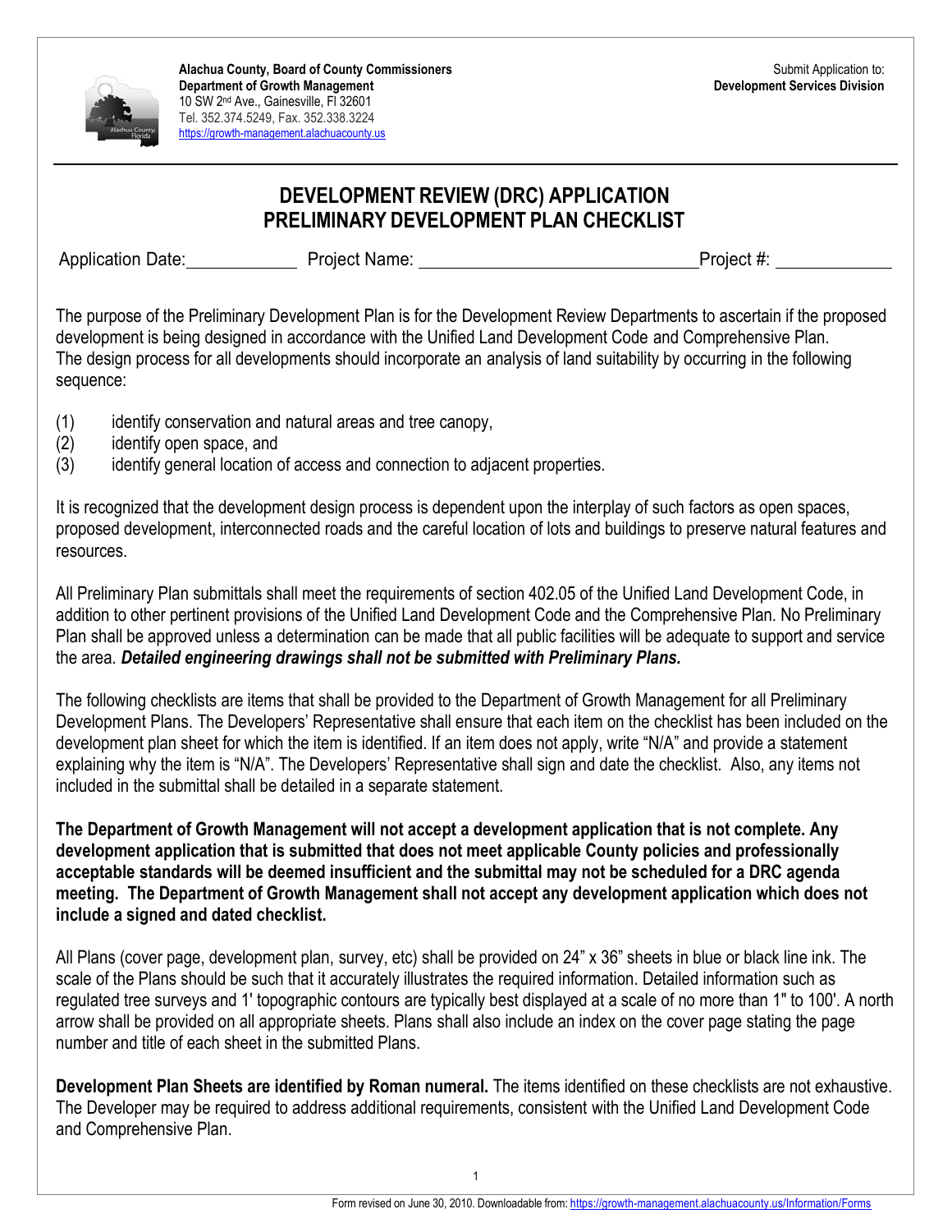**Alachua County, Board of County Commissioners**
**Department of Growth Management**
10 SW 2nd Ave., Gainesville, Fl 32601
Tel. 352.374.5249, Fax. 352.338.3224
https://growth-management.alachuacounty.us

Submit Application to:
**Development Services Division**

# DEVELOPMENT REVIEW (DRC) APPLICATION
# PRELIMINARY DEVELOPMENT PLAN CHECKLIST

Application Date:__________ Project Name: ______________________________ Project #: __________

The purpose of the Preliminary Development Plan is for the Development Review Departments to ascertain if the proposed development is being designed in accordance with the Unified Land Development Code and Comprehensive Plan. The design process for all developments should incorporate an analysis of land suitability by occurring in the following sequence:

(1) identify conservation and natural areas and tree canopy,
(2) identify open space, and
(3) identify general location of access and connection to adjacent properties.

It is recognized that the development design process is dependent upon the interplay of such factors as open spaces, proposed development, interconnected roads and the careful location of lots and buildings to preserve natural features and resources.

All Preliminary Plan submittals shall meet the requirements of section 402.05 of the Unified Land Development Code, in addition to other pertinent provisions of the Unified Land Development Code and the Comprehensive Plan. No Preliminary Plan shall be approved unless a determination can be made that all public facilities will be adequate to support and service the area. ***Detailed engineering drawings shall not be submitted with Preliminary Plans.***

The following checklists are items that shall be provided to the Department of Growth Management for all Preliminary Development Plans. The Developers' Representative shall ensure that each item on the checklist has been included on the development plan sheet for which the item is identified. If an item does not apply, write "N/A" and provide a statement explaining why the item is "N/A". The Developers' Representative shall sign and date the checklist. Also, any items not included in the submittal shall be detailed in a separate statement.

**The Department of Growth Management will not accept a development application that is not complete. Any development application that is submitted that does not meet applicable County policies and professionally acceptable standards will be deemed insufficient and the submittal may not be scheduled for a DRC agenda meeting. The Department of Growth Management shall not accept any development application which does not include a signed and dated checklist.**

All Plans (cover page, development plan, survey, etc) shall be provided on 24" x 36" sheets in blue or black line ink. The scale of the Plans should be such that it accurately illustrates the required information. Detailed information such as regulated tree surveys and 1' topographic contours are typically best displayed at a scale of no more than 1" to 100'. A north arrow shall be provided on all appropriate sheets. Plans shall also include an index on the cover page stating the page number and title of each sheet in the submitted Plans.

**Development Plan Sheets are identified by Roman numeral.** The items identified on these checklists are not exhaustive. The Developer may be required to address additional requirements, consistent with the Unified Land Development Code and Comprehensive Plan.

Form revised on June 30, 2010. Downloadable from: https://growth-management.alachuacounty.us/Information/Forms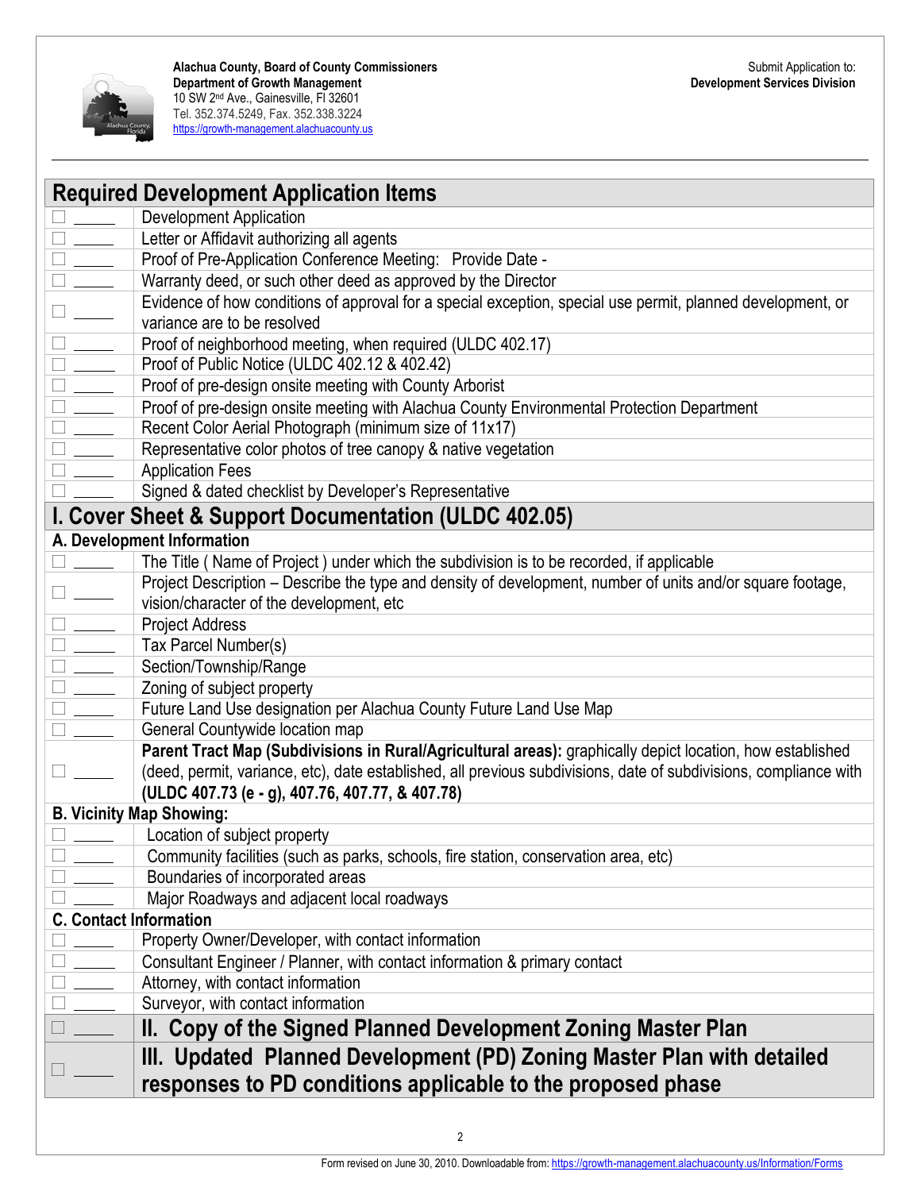**Alachua County, Board of County Commissioners**
**Department of Growth Management**
10 SW 2nd Ave., Gainesville, Fl 32601
Tel. 352.374.5249, Fax. 352.338.3224
https://growth-management.alachuacounty.us

Submit Application to:
**Development Services Division**

## Required Development Application Items

| | |
|---|---|
| ☐ _____ | Development Application |
| ☐ _____ | Letter or Affidavit authorizing all agents |
| ☐ _____ | Proof of Pre-Application Conference Meeting: Provide Date - |
| ☐ _____ | Warranty deed, or such other deed as approved by the Director |
| ☐ _____ | Evidence of how conditions of approval for a special exception, special use permit, planned development, or variance are to be resolved |
| ☐ _____ | Proof of neighborhood meeting, when required (ULDC 402.17) |
| ☐ _____ | Proof of Public Notice (ULDC 402.12 & 402.42) |
| ☐ _____ | Proof of pre-design onsite meeting with County Arborist |
| ☐ _____ | Proof of pre-design onsite meeting with Alachua County Environmental Protection Department |
| ☐ _____ | Recent Color Aerial Photograph (minimum size of 11x17) |
| ☐ _____ | Representative color photos of tree canopy & native vegetation |
| ☐ _____ | Application Fees |
| ☐ _____ | Signed & dated checklist by Developer's Representative |

## I. Cover Sheet & Support Documentation (ULDC 402.05)

### A. Development Information

| | |
|---|---|
| ☐ _____ | The Title ( Name of Project ) under which the subdivision is to be recorded, if applicable |
| ☐ _____ | Project Description – Describe the type and density of development, number of units and/or square footage, vision/character of the development, etc |
| ☐ _____ | Project Address |
| ☐ _____ | Tax Parcel Number(s) |
| ☐ _____ | Section/Township/Range |
| ☐ _____ | Zoning of subject property |
| ☐ _____ | Future Land Use designation per Alachua County Future Land Use Map |
| ☐ _____ | General Countywide location map |
| ☐ _____ | **Parent Tract Map (Subdivisions in Rural/Agricultural areas):** graphically depict location, how established (deed, permit, variance, etc), date established, all previous subdivisions, date of subdivisions, compliance with **(ULDC 407.73 (e - g), 407.76, 407.77, & 407.78)** |

### B. Vicinity Map Showing:

| | |
|---|---|
| ☐ _____ | Location of subject property |
| ☐ _____ | Community facilities (such as parks, schools, fire station, conservation area, etc) |
| ☐ _____ | Boundaries of incorporated areas |
| ☐ _____ | Major Roadways and adjacent local roadways |

### C. Contact Information

| | |
|---|---|
| ☐ _____ | Property Owner/Developer, with contact information |
| ☐ _____ | Consultant Engineer / Planner, with contact information & primary contact |
| ☐ _____ | Attorney, with contact information |
| ☐ _____ | Surveyor, with contact information |

| | |
|---|---|
| ☐ _____ | **II. Copy of the Signed Planned Development Zoning Master Plan** |
| ☐ _____ | **III. Updated Planned Development (PD) Zoning Master Plan with detailed responses to PD conditions applicable to the proposed phase** |

Form revised on June 30, 2010. Downloadable from: https://growth-management.alachuacounty.us/Information/Forms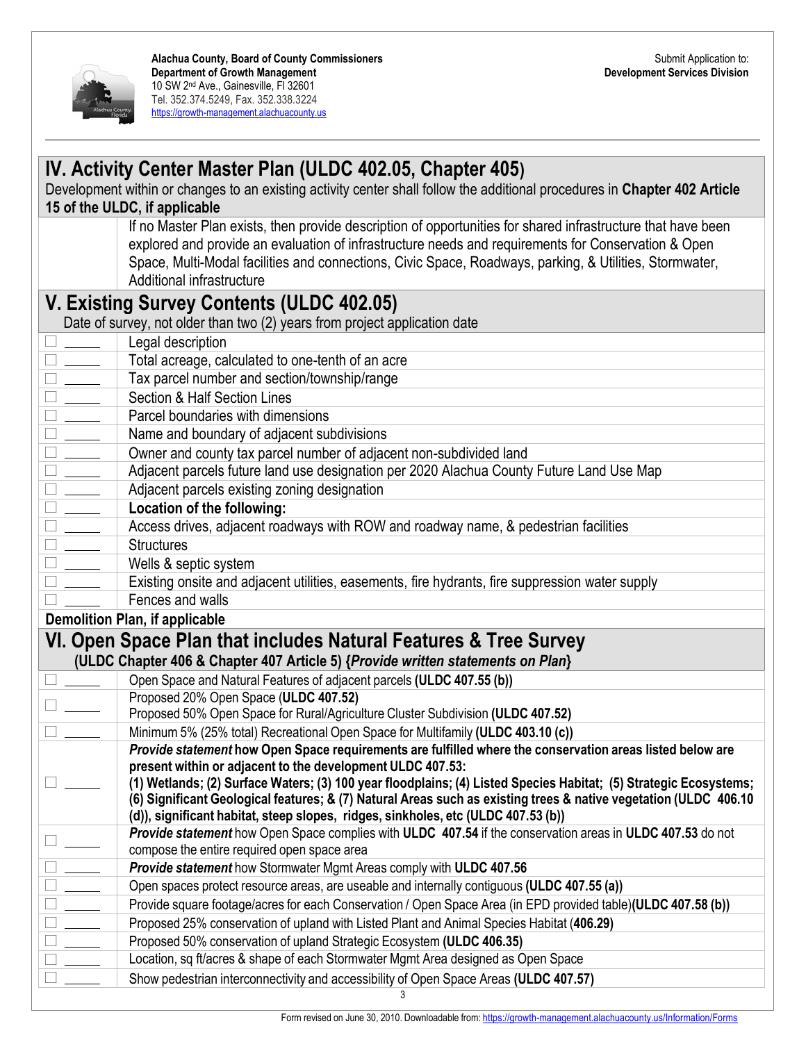**Alachua County, Board of County Commissioners**
**Department of Growth Management**
10 SW 2nd Ave., Gainesville, Fl 32601
Tel. 352.374.5249, Fax. 352.338.3224
https://growth-management.alachuacounty.us

Submit Application to:
**Development Services Division**

## IV. Activity Center Master Plan (ULDC 402.05, Chapter 405)

Development within or changes to an existing activity center shall follow the additional procedures in **Chapter 402 Article 15 of the ULDC, if applicable**

If no Master Plan exists, then provide description of opportunities for shared infrastructure that have been explored and provide an evaluation of infrastructure needs and requirements for Conservation & Open Space, Multi-Modal facilities and connections, Civic Space, Roadways, parking, & Utilities, Stormwater, Additional infrastructure

## V. Existing Survey Contents (ULDC 402.05)

Date of survey, not older than two (2) years from project application date

| | |
|---|---|
| ☐ _____ | Legal description |
| ☐ _____ | Total acreage, calculated to one-tenth of an acre |
| ☐ _____ | Tax parcel number and section/township/range |
| ☐ _____ | Section & Half Section Lines |
| ☐ _____ | Parcel boundaries with dimensions |
| ☐ _____ | Name and boundary of adjacent subdivisions |
| ☐ _____ | Owner and county tax parcel number of adjacent non-subdivided land |
| ☐ _____ | Adjacent parcels future land use designation per 2020 Alachua County Future Land Use Map |
| ☐ _____ | Adjacent parcels existing zoning designation |
| ☐ _____ | **Location of the following:** |
| ☐ _____ | Access drives, adjacent roadways with ROW and roadway name, & pedestrian facilities |
| ☐ _____ | Structures |
| ☐ _____ | Wells & septic system |
| ☐ _____ | Existing onsite and adjacent utilities, easements, fire hydrants, fire suppression water supply |
| ☐ _____ | Fences and walls |

**Demolition Plan, if applicable**

## VI. Open Space Plan that includes Natural Features & Tree Survey

**(ULDC Chapter 406 & Chapter 407 Article 5) {*Provide written statements on Plan*}**

| | |
|---|---|
| ☐ _____ | Open Space and Natural Features of adjacent parcels **(ULDC 407.55 (b))** |
| ☐ _____ | Proposed 20% Open Space (**ULDC 407.52**)<br>Proposed 50% Open Space for Rural/Agriculture Cluster Subdivision **(ULDC 407.52)** |
| ☐ _____ | Minimum 5% (25% total) Recreational Open Space for Multifamily **(ULDC 403.10 (c))** |
| ☐ _____ | ***Provide statement* how Open Space requirements are fulfilled where the conservation areas listed below are present within or adjacent to the development ULDC 407.53:**<br>**(1) Wetlands; (2) Surface Waters; (3) 100 year floodplains; (4) Listed Species Habitat; (5) Strategic Ecosystems; (6) Significant Geological features; & (7) Natural Areas such as existing trees & native vegetation (ULDC 406.10 (d)), significant habitat, steep slopes, ridges, sinkholes, etc (ULDC 407.53 (b))** |
| ☐ _____ | ***Provide statement*** how Open Space complies with **ULDC 407.54** if the conservation areas in **ULDC 407.53** do not compose the entire required open space area |
| ☐ _____ | ***Provide statement*** how Stormwater Mgmt Areas comply with **ULDC 407.56** |
| ☐ _____ | Open spaces protect resource areas, are useable and internally contiguous **(ULDC 407.55 (a))** |
| ☐ _____ | Provide square footage/acres for each Conservation / Open Space Area (in EPD provided table)**(ULDC 407.58 (b))** |
| ☐ _____ | Proposed 25% conservation of upland with Listed Plant and Animal Species Habitat (**406.29**) |
| ☐ _____ | Proposed 50% conservation of upland Strategic Ecosystem **(ULDC 406.35)** |
| ☐ _____ | Location, sq ft/acres & shape of each Stormwater Mgmt Area designed as Open Space |
| ☐ _____ | Show pedestrian interconnectivity and accessibility of Open Space Areas **(ULDC 407.57)** |

Form revised on June 30, 2010. Downloadable from: https://growth-management.alachuacounty.us/Information/Forms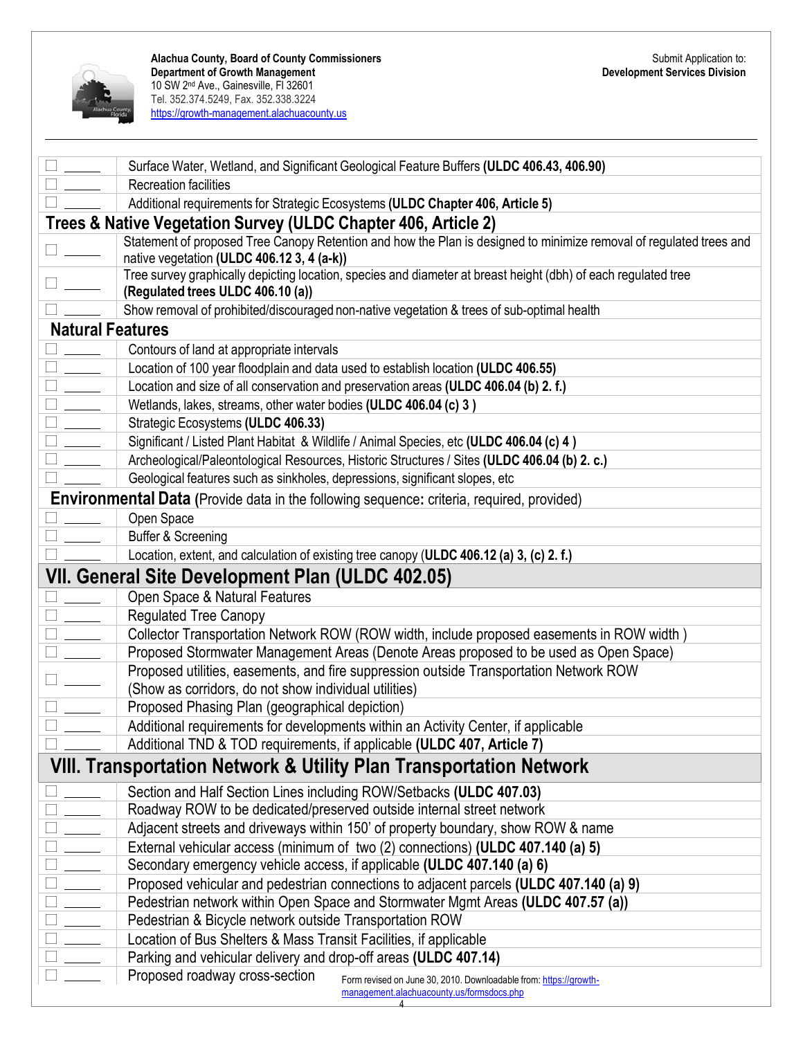| | | |
|---|---|---|
| ☐ | ______ | Surface Water, Wetland, and Significant Geological Feature Buffers **(ULDC 406.43, 406.90)** |
| ☐ | ______ | Recreation facilities |
| ☐ | ______ | Additional requirements for Strategic Ecosystems **(ULDC Chapter 406, Article 5)** |
| **Trees & Native Vegetation Survey (ULDC Chapter 406, Article 2)** | | |
| ☐ | ______ | Statement of proposed Tree Canopy Retention and how the Plan is designed to minimize removal of regulated trees and native vegetation **(ULDC 406.12 3, 4 (a-k))** |
| ☐ | ______ | Tree survey graphically depicting location, species and diameter at breast height (dbh) of each regulated tree **(Regulated trees ULDC 406.10 (a))** |
| ☐ | ______ | Show removal of prohibited/discouraged non-native vegetation & trees of sub-optimal health |
| **Natural Features** | | |
| ☐ | ______ | Contours of land at appropriate intervals |
| ☐ | ______ | Location of 100 year floodplain and data used to establish location **(ULDC 406.55)** |
| ☐ | ______ | Location and size of all conservation and preservation areas **(ULDC 406.04 (b) 2. f.)** |
| ☐ | ______ | Wetlands, lakes, streams, other water bodies **(ULDC 406.04 (c) 3 )** |
| ☐ | ______ | Strategic Ecosystems **(ULDC 406.33)** |
| ☐ | ______ | Significant / Listed Plant Habitat & Wildlife / Animal Species, etc **(ULDC 406.04 (c) 4 )** |
| ☐ | ______ | Archeological/Paleontological Resources, Historic Structures / Sites **(ULDC 406.04 (b) 2. c.)** |
| ☐ | ______ | Geological features such as sinkholes, depressions, significant slopes, etc |
| **Environmental Data** (Provide data in the following sequence**:** criteria, required, provided) | | |
| ☐ | ______ | Open Space |
| ☐ | ______ | Buffer & Screening |
| ☐ | ______ | Location, extent, and calculation of existing tree canopy (**ULDC 406.12 (a) 3, (c) 2. f.)** |
| **VII. General Site Development Plan (ULDC 402.05)** | | |
| ☐ | ______ | Open Space & Natural Features |
| ☐ | ______ | Regulated Tree Canopy |
| ☐ | ______ | Collector Transportation Network ROW (ROW width, include proposed easements in ROW width ) |
| ☐ | ______ | Proposed Stormwater Management Areas (Denote Areas proposed to be used as Open Space) |
| ☐ | ______ | Proposed utilities, easements, and fire suppression outside Transportation Network ROW (Show as corridors, do not show individual utilities) |
| ☐ | ______ | Proposed Phasing Plan (geographical depiction) |
| ☐ | ______ | Additional requirements for developments within an Activity Center, if applicable |
| ☐ | ______ | Additional TND & TOD requirements, if applicable **(ULDC 407, Article 7)** |
| **VIII. Transportation Network & Utility Plan Transportation Network** | | |
| ☐ | ______ | Section and Half Section Lines including ROW/Setbacks **(ULDC 407.03)** |
| ☐ | ______ | Roadway ROW to be dedicated/preserved outside internal street network |
| ☐ | ______ | Adjacent streets and driveways within 150' of property boundary, show ROW & name |
| ☐ | ______ | External vehicular access (minimum of two (2) connections) **(ULDC 407.140 (a) 5)** |
| ☐ | ______ | Secondary emergency vehicle access, if applicable **(ULDC 407.140 (a) 6)** |
| ☐ | ______ | Proposed vehicular and pedestrian connections to adjacent parcels **(ULDC 407.140 (a) 9)** |
| ☐ | ______ | Pedestrian network within Open Space and Stormwater Mgmt Areas **(ULDC 407.57 (a))** |
| ☐ | ______ | Pedestrian & Bicycle network outside Transportation ROW |
| ☐ | ______ | Location of Bus Shelters & Mass Transit Facilities, if applicable |
| ☐ | ______ | Parking and vehicular delivery and drop-off areas **(ULDC 407.14)** |
| ☐ | ______ | Proposed roadway cross-section |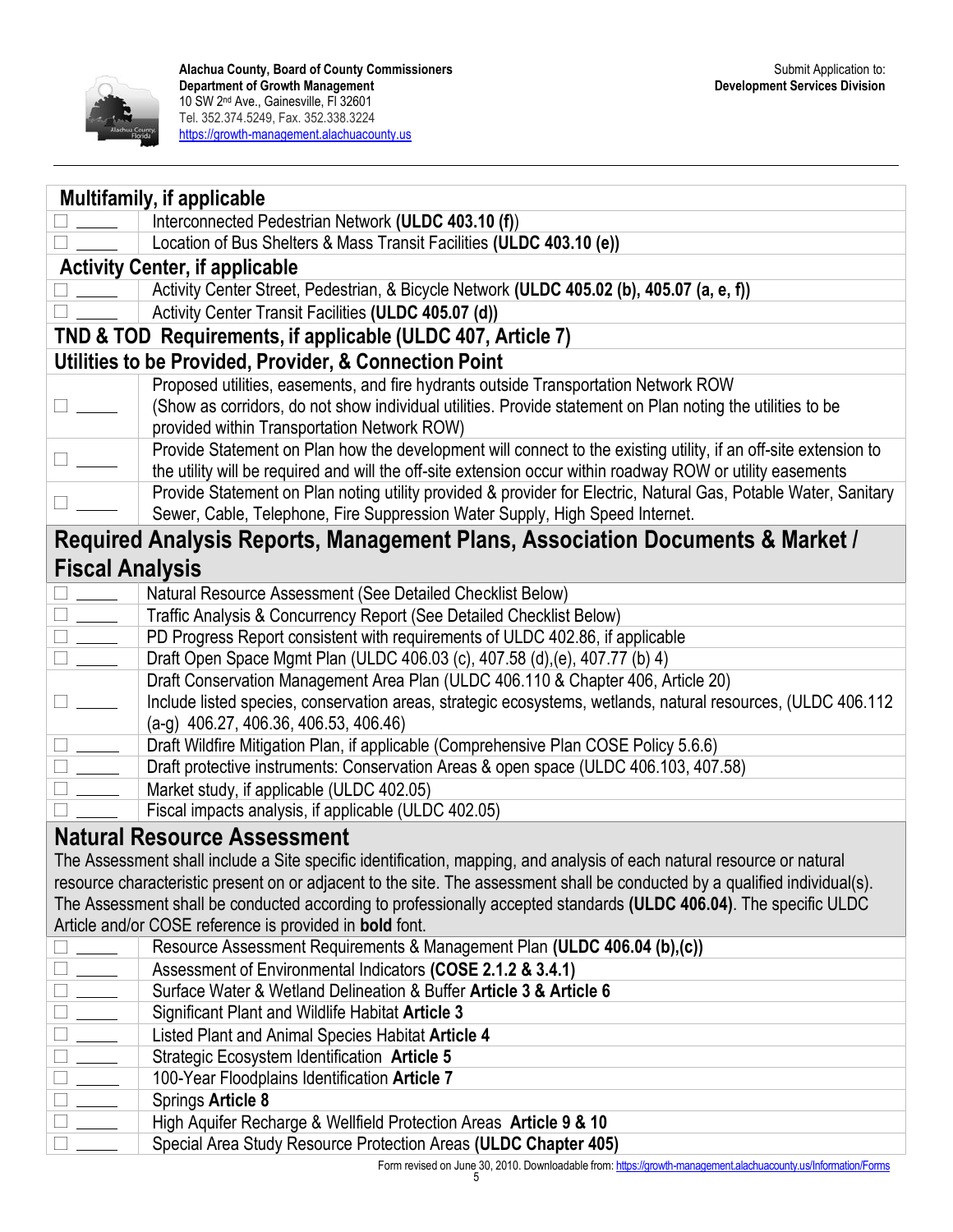**Alachua County, Board of County Commissioners**
**Department of Growth Management**
10 SW 2nd Ave., Gainesville, Fl 32601
Tel. 352.374.5249, Fax. 352.338.3224
https://growth-management.alachuacounty.us

Submit Application to:
**Development Services Division**

| | |
|---|---|
| **Multifamily, if applicable** | |
| ☐ _____ | Interconnected Pedestrian Network **(ULDC 403.10 (f)**) |
| ☐ _____ | Location of Bus Shelters & Mass Transit Facilities **(ULDC 403.10 (e))** |
| **Activity Center, if applicable** | |
| ☐ _____ | Activity Center Street, Pedestrian, & Bicycle Network **(ULDC 405.02 (b), 405.07 (a, e, f))** |
| ☐ _____ | Activity Center Transit Facilities **(ULDC 405.07 (d))** |
| **TND & TOD Requirements, if applicable (ULDC 407, Article 7)** | |
| **Utilities to be Provided, Provider, & Connection Point** | |
| ☐ _____ | Proposed utilities, easements, and fire hydrants outside Transportation Network ROW (Show as corridors, do not show individual utilities. Provide statement on Plan noting the utilities to be provided within Transportation Network ROW) |
| ☐ _____ | Provide Statement on Plan how the development will connect to the existing utility, if an off-site extension to the utility will be required and will the off-site extension occur within roadway ROW or utility easements |
| ☐ _____ | Provide Statement on Plan noting utility provided & provider for Electric, Natural Gas, Potable Water, Sanitary Sewer, Cable, Telephone, Fire Suppression Water Supply, High Speed Internet. |

## Required Analysis Reports, Management Plans, Association Documents & Market / Fiscal Analysis

| | |
|---|---|
| ☐ _____ | Natural Resource Assessment (See Detailed Checklist Below) |
| ☐ _____ | Traffic Analysis & Concurrency Report (See Detailed Checklist Below) |
| ☐ _____ | PD Progress Report consistent with requirements of ULDC 402.86, if applicable |
| ☐ _____ | Draft Open Space Mgmt Plan (ULDC 406.03 (c), 407.58 (d),(e), 407.77 (b) 4) |
| ☐ _____ | Draft Conservation Management Area Plan (ULDC 406.110 & Chapter 406, Article 20) Include listed species, conservation areas, strategic ecosystems, wetlands, natural resources, (ULDC 406.112 (a-g) 406.27, 406.36, 406.53, 406.46) |
| ☐ _____ | Draft Wildfire Mitigation Plan, if applicable (Comprehensive Plan COSE Policy 5.6.6) |
| ☐ _____ | Draft protective instruments: Conservation Areas & open space (ULDC 406.103, 407.58) |
| ☐ _____ | Market study, if applicable (ULDC 402.05) |
| ☐ _____ | Fiscal impacts analysis, if applicable (ULDC 402.05) |

## Natural Resource Assessment

The Assessment shall include a Site specific identification, mapping, and analysis of each natural resource or natural resource characteristic present on or adjacent to the site. The assessment shall be conducted by a qualified individual(s). The Assessment shall be conducted according to professionally accepted standards **(ULDC 406.04)**. The specific ULDC Article and/or COSE reference is provided in **bold** font.

| | |
|---|---|
| ☐ _____ | Resource Assessment Requirements & Management Plan **(ULDC 406.04 (b),(c))** |
| ☐ _____ | Assessment of Environmental Indicators **(COSE 2.1.2 & 3.4.1)** |
| ☐ _____ | Surface Water & Wetland Delineation & Buffer **Article 3 & Article 6** |
| ☐ _____ | Significant Plant and Wildlife Habitat **Article 3** |
| ☐ _____ | Listed Plant and Animal Species Habitat **Article 4** |
| ☐ _____ | Strategic Ecosystem Identification **Article 5** |
| ☐ _____ | 100-Year Floodplains Identification **Article 7** |
| ☐ _____ | Springs **Article 8** |
| ☐ _____ | High Aquifer Recharge & Wellfield Protection Areas **Article 9 & 10** |
| ☐ _____ | Special Area Study Resource Protection Areas **(ULDC Chapter 405)** |

Form revised on June 30, 2010. Downloadable from: https://growth-management.alachuacounty.us/Information/Forms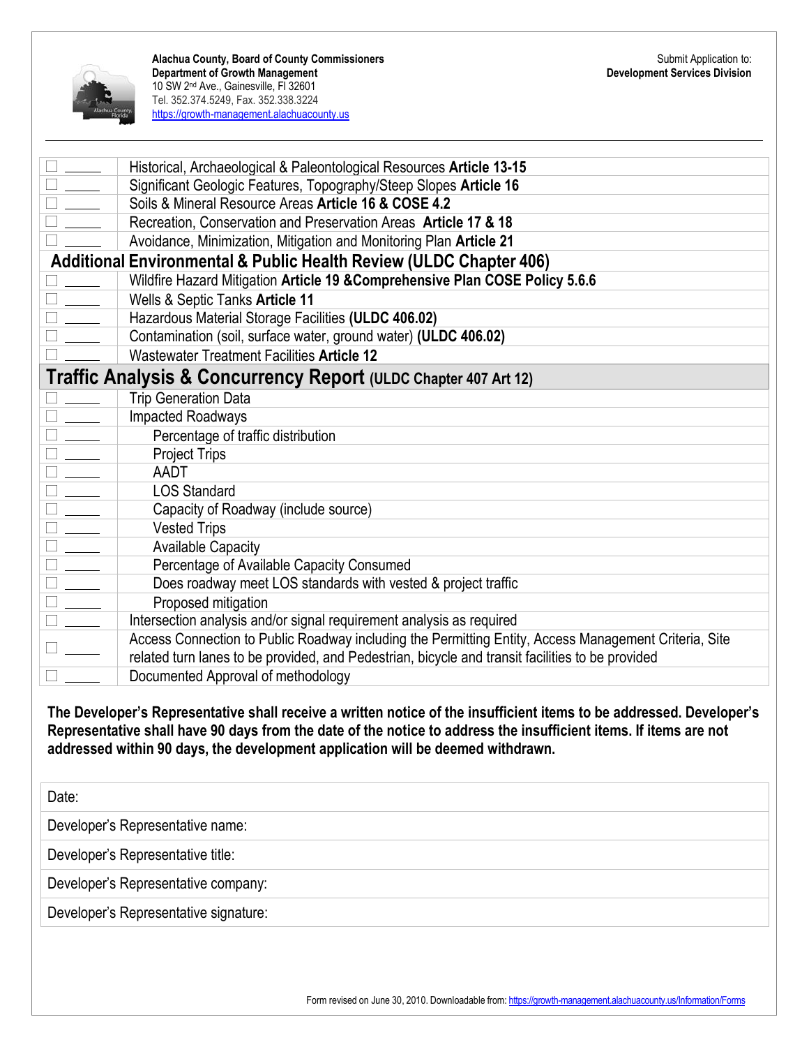Alachua County, Board of County Commissioners
Department of Growth Management
10 SW 2nd Ave., Gainesville, Fl 32601
Tel. 352.374.5249, Fax. 352.338.3224
https://growth-management.alachuacounty.us

Submit Application to:
**Development Services Division**

| | | |
|---|---|---|
| ☐ | _____ | Historical, Archaeological & Paleontological Resources **Article 13-15** |
| ☐ | _____ | Significant Geologic Features, Topography/Steep Slopes **Article 16** |
| ☐ | _____ | Soils & Mineral Resource Areas **Article 16 & COSE 4.2** |
| ☐ | _____ | Recreation, Conservation and Preservation Areas **Article 17 & 18** |
| ☐ | _____ | Avoidance, Minimization, Mitigation and Monitoring Plan **Article 21** |
| **Additional Environmental & Public Health Review (ULDC Chapter 406)** | | |
| ☐ | _____ | Wildfire Hazard Mitigation **Article 19 &Comprehensive Plan COSE Policy 5.6.6** |
| ☐ | _____ | Wells & Septic Tanks **Article 11** |
| ☐ | _____ | Hazardous Material Storage Facilities **(ULDC 406.02)** |
| ☐ | _____ | Contamination (soil, surface water, ground water) **(ULDC 406.02)** |
| ☐ | _____ | Wastewater Treatment Facilities **Article 12** |
| **Traffic Analysis & Concurrency Report (ULDC Chapter 407 Art 12)** | | |
| ☐ | _____ | Trip Generation Data |
| ☐ | _____ | Impacted Roadways |
| ☐ | _____ | Percentage of traffic distribution |
| ☐ | _____ | Project Trips |
| ☐ | _____ | AADT |
| ☐ | _____ | LOS Standard |
| ☐ | _____ | Capacity of Roadway (include source) |
| ☐ | _____ | Vested Trips |
| ☐ | _____ | Available Capacity |
| ☐ | _____ | Percentage of Available Capacity Consumed |
| ☐ | _____ | Does roadway meet LOS standards with vested & project traffic |
| ☐ | _____ | Proposed mitigation |
| ☐ | _____ | Intersection analysis and/or signal requirement analysis as required |
| ☐ | _____ | Access Connection to Public Roadway including the Permitting Entity, Access Management Criteria, Site related turn lanes to be provided, and Pedestrian, bicycle and transit facilities to be provided |
| ☐ | _____ | Documented Approval of methodology |

**The Developer's Representative shall receive a written notice of the insufficient items to be addressed. Developer's Representative shall have 90 days from the date of the notice to address the insufficient items. If items are not addressed within 90 days, the development application will be deemed withdrawn.**

| |
|---|
| Date: |
| Developer's Representative name: |
| Developer's Representative title: |
| Developer's Representative company: |
| Developer's Representative signature: |

Form revised on June 30, 2010. Downloadable from: https://growth-management.alachuacounty.us/Information/Forms